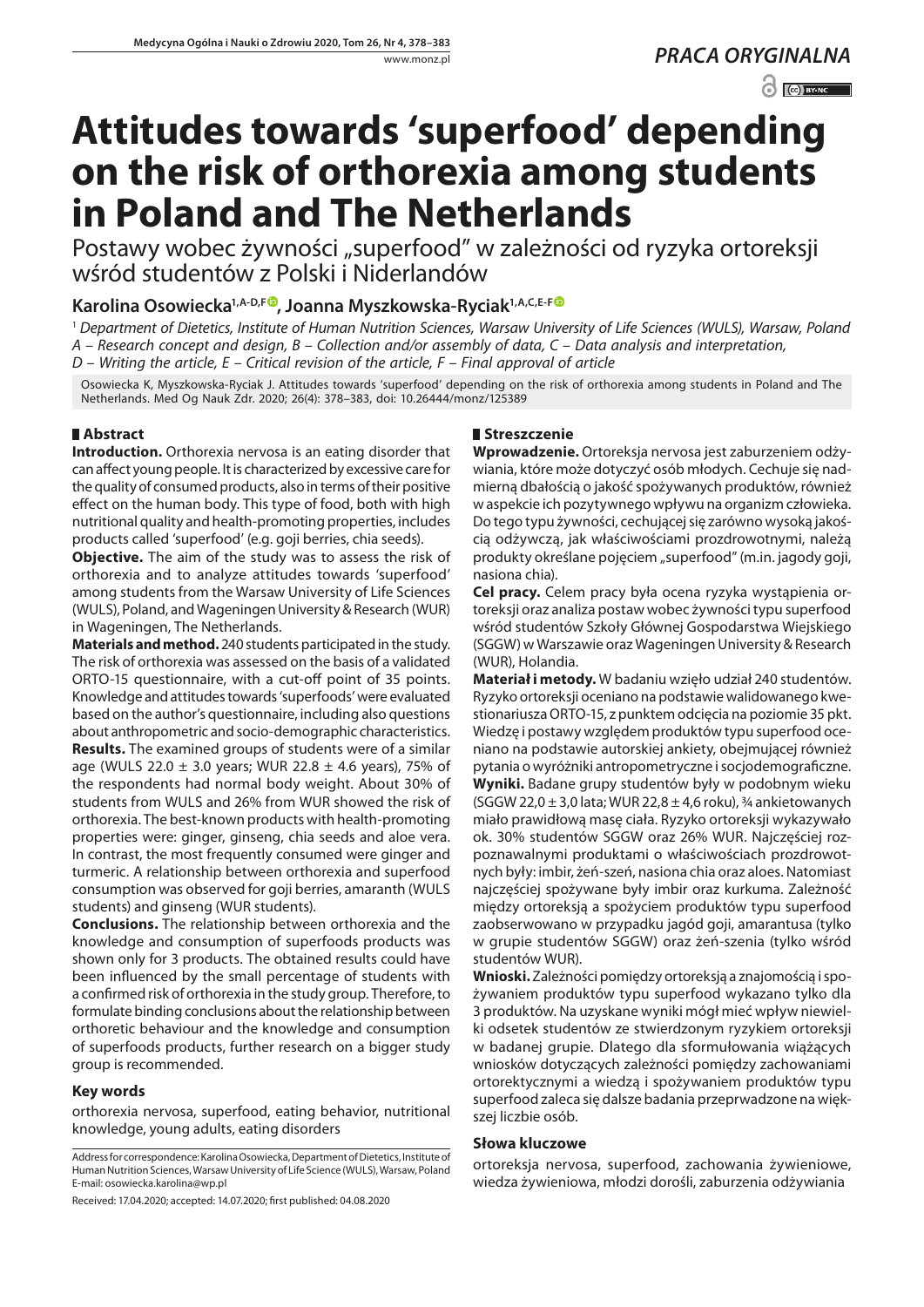PRACA ORYGINALNA

# Attitudes towards 'superfood' depending on the risk of orthorexia among students in Poland and The Netherlands

Postawy wobec żywności „superfood" w zależności od ryzyka ortoreksji wśród studentów z Polski i Niderlandów

**Karolina Osowiecka[1,A-D,F], Joanna Myszkowska-Ryciak[1,A,C,E-F]**

[1] *Department of Dietetics, Institute of Human Nutrition Sciences, Warsaw University of Life Sciences (WULS), Warsaw, Poland*
*A – Research concept and design, B – Collection and/or assembly of data, C – Data analysis and interpretation, D – Writing the article, E – Critical revision of the article, F – Final approval of article*

Osowiecka K, Myszkowska-Ryciak J. Attitudes towards 'superfood' depending on the risk of orthorexia among students in Poland and The Netherlands. Med Og Nauk Zdr. 2020; 26(4): 378–383, doi: 10.26444/monz/125389

## Abstract

**Introduction.** Orthorexia nervosa is an eating disorder that can affect young people. It is characterized by excessive care for the quality of consumed products, also in terms of their positive effect on the human body. This type of food, both with high nutritional quality and health-promoting properties, includes products called 'superfood' (e.g. goji berries, chia seeds).

**Objective.** The aim of the study was to assess the risk of orthorexia and to analyze attitudes towards 'superfood' among students from the Warsaw University of Life Sciences (WULS), Poland, and Wageningen University & Research (WUR) in Wageningen, The Netherlands.

**Materials and method.** 240 students participated in the study. The risk of orthorexia was assessed on the basis of a validated ORTO-15 questionnaire, with a cut-off point of 35 points. Knowledge and attitudes towards 'superfoods' were evaluated based on the author's questionnaire, including also questions about anthropometric and socio-demographic characteristics.

**Results.** The examined groups of students were of a similar age (WULS 22.0 ± 3.0 years; WUR 22.8 ± 4.6 years), 75% of the respondents had normal body weight. About 30% of students from WULS and 26% from WUR showed the risk of orthorexia. The best-known products with health-promoting properties were: ginger, ginseng, chia seeds and aloe vera. In contrast, the most frequently consumed were ginger and turmeric. A relationship between orthorexia and superfood consumption was observed for goji berries, amaranth (WULS students) and ginseng (WUR students).

**Conclusions.** The relationship between orthorexia and the knowledge and consumption of superfoods products was shown only for 3 products. The obtained results could have been influenced by the small percentage of students with a confirmed risk of orthorexia in the study group. Therefore, to formulate binding conclusions about the relationship between orthortic behaviour and the knowledge and consumption of superfoods products, further research on a bigger study group is recommended.

### Key words

orthorexia nervosa, superfood, eating behavior, nutritional knowledge, young adults, eating disorders

## Streszczenie

**Wprowadzenie.** Ortoreksja nervosa jest zaburzeniem odżywiania, które może dotyczyć osób młodych. Cechuje się nadmierną dbałością o jakość spożywanych produktów, również w aspekcie ich pozytywnego wpływu na organizm człowieka. Do tego typu żywności, cechującej się zarówno wysoką jakością odżywczą, jak właściwościami prozdrowotnymi, należą produkty określane pojęciem „superfood" (m.in. jagody goji, nasiona chia).

**Cel pracy.** Celem pracy była ocena ryzyka wystąpienia ortoreksji oraz analiza postaw wobec żywności typu superfood wśród studentów Szkoły Głównej Gospodarstwa Wiejskiego (SGGW) w Warszawie oraz Wageningen University & Research (WUR), Holandia.

**Materiał i metody.** W badaniu wzięło udział 240 studentów. Ryzyko ortoreksji oceniano na podstawie walidowanego kwestionariusza ORTO-15, z punktem odcięcia na poziomie 35 pkt. Wiedzę i postawy względem produktów typu superfood oceniano na podstawie autorskiej ankiety, obejmującej również pytania o wyróżniki antropometryczne i socjodemograficzne.

**Wyniki.** Badane grupy studentów były w podobnym wieku (SGGW 22,0 ± 3,0 lata; WUR 22,8 ± 4,6 roku), ¾ ankietowanych miało prawidłową masę ciała. Ryzyko ortoreksji wykazywało ok. 30% studentów SGGW oraz 26% WUR. Najczęściej rozpoznawalnymi produktami o właściwościach prozdrowotnych były: imbir, żeń-szeń, nasiona chia oraz aloes. Natomiast najczęściej spożywane były imbir oraz kurkuma. Zależność między ortoreksją a spożyciem produktów typu superfood zaobserwowano w przypadku jagód goji, amarantusa (tylko w grupie studentów SGGW) oraz żeń-szenia (tylko wśród studentów WUR).

**Wnioski.** Zależności pomiędzy ortoreksją a znajomością i spożywaniem produktów typu superfood wykazano tylko dla 3 produktów. Na uzyskane wyniki mógł mieć wpływ niewielki odsetek studentów ze stwierdzonym ryzykiem ortoreksji w badanej grupie. Dlatego dla sformułowania wiążących wniosków dotyczących zależności pomiędzy zachowaniami ortorektycznymi a wiedzą i spożywaniem produktów typu superfood zaleca się dalsze badania przeprwadzone na większej liczbie osób.

### Słowa kluczowe

ortoreksja nervosa, superfood, zachowania żywieniowe, wiedza żywieniowa, młodzi dorośli, zaburzenia odżywiania

Address for correspondence: Karolina Osowiecka, Department of Dietetics, Institute of Human Nutrition Sciences, Warsaw University of Life Science (WULS), Warsaw, Poland
E-mail: osowiecka.karolina@wp.pl

Received: 17.04.2020; accepted: 14.07.2020; first published: 04.08.2020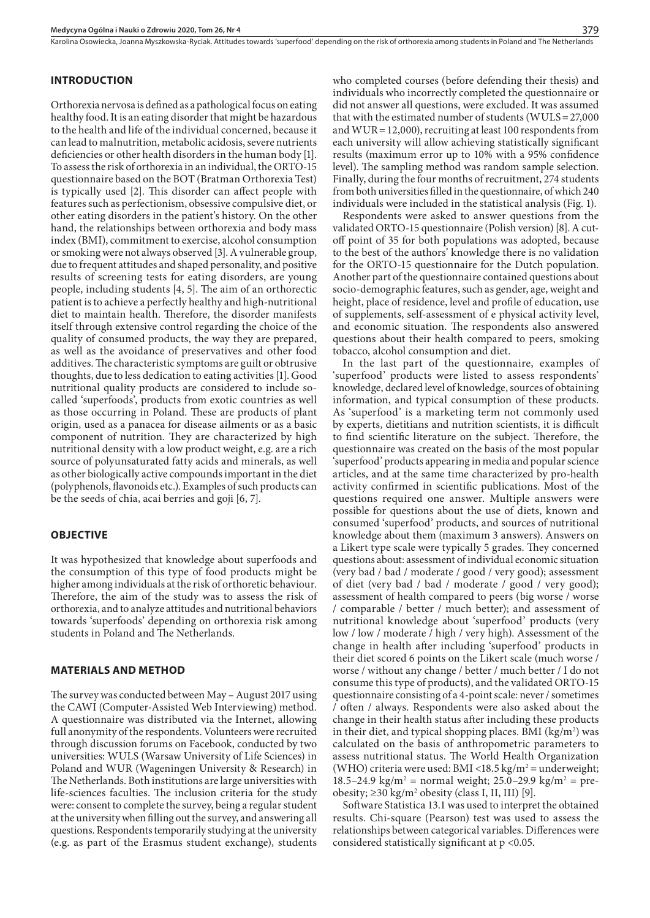## INTRODUCTION

Orthorexia nervosa is defined as a pathological focus on eating healthy food. It is an eating disorder that might be hazardous to the health and life of the individual concerned, because it can lead to malnutrition, metabolic acidosis, severe nutrients deficiencies or other health disorders in the human body [1]. To assess the risk of orthorexia in an individual, the ORTO-15 questionnaire based on the BOT (Bratman Orthorexia Test) is typically used [2]. This disorder can affect people with features such as perfectionism, obsessive compulsive diet, or other eating disorders in the patient's history. On the other hand, the relationships between orthorexia and body mass index (BMI), commitment to exercise, alcohol consumption or smoking were not always observed [3]. A vulnerable group, due to frequent attitudes and shaped personality, and positive results of screening tests for eating disorders, are young people, including students [4, 5]. The aim of an orthorectic patient is to achieve a perfectly healthy and high-nutritional diet to maintain health. Therefore, the disorder manifests itself through extensive control regarding the choice of the quality of consumed products, the way they are prepared, as well as the avoidance of preservatives and other food additives. The characteristic symptoms are guilt or obtrusive thoughts, due to less dedication to eating activities [1]. Good nutritional quality products are considered to include so-called 'superfoods', products from exotic countries as well as those occurring in Poland. These are products of plant origin, used as a panacea for disease ailments or as a basic component of nutrition. They are characterized by high nutritional density with a low product weight, e.g. are a rich source of polyunsaturated fatty acids and minerals, as well as other biologically active compounds important in the diet (polyphenols, flavonoids etc.). Examples of such products can be the seeds of chia, acai berries and goji [6, 7].

## OBJECTIVE

It was hypothesized that knowledge about superfoods and the consumption of this type of food products might be higher among individuals at the risk of orthoretic behaviour. Therefore, the aim of the study was to assess the risk of orthorexia, and to analyze attitudes and nutritional behaviors towards 'superfoods' depending on orthorexia risk among students in Poland and The Netherlands.

## MATERIALS AND METHOD

The survey was conducted between May – August 2017 using the CAWI (Computer-Assisted Web Interviewing) method. A questionnaire was distributed via the Internet, allowing full anonymity of the respondents. Volunteers were recruited through discussion forums on Facebook, conducted by two universities: WULS (Warsaw University of Life Sciences) in Poland and WUR (Wageningen University & Research) in The Netherlands. Both institutions are large universities with life-sciences faculties. The inclusion criteria for the study were: consent to complete the survey, being a regular student at the university when filling out the survey, and answering all questions. Respondents temporarily studying at the university (e.g. as part of the Erasmus student exchange), students who completed courses (before defending their thesis) and individuals who incorrectly completed the questionnaire or did not answer all questions, were excluded. It was assumed that with the estimated number of students (WULS = 27,000 and WUR = 12,000), recruiting at least 100 respondents from each university will allow achieving statistically significant results (maximum error up to 10% with a 95% confidence level). The sampling method was random sample selection. Finally, during the four months of recruitment, 274 students from both universities filled in the questionnaire, of which 240 individuals were included in the statistical analysis (Fig. 1).

Respondents were asked to answer questions from the validated ORTO-15 questionnaire (Polish version) [8]. A cut-off point of 35 for both populations was adopted, because to the best of the authors' knowledge there is no validation for the ORTO-15 questionnaire for the Dutch population. Another part of the questionnaire contained questions about socio-demographic features, such as gender, age, weight and height, place of residence, level and profile of education, use of supplements, self-assessment of e physical activity level, and economic situation. The respondents also answered questions about their health compared to peers, smoking tobacco, alcohol consumption and diet.

In the last part of the questionnaire, examples of 'superfood' products were listed to assess respondents' knowledge, declared level of knowledge, sources of obtaining information, and typical consumption of these products. As 'superfood' is a marketing term not commonly used by experts, dietitians and nutrition scientists, it is difficult to find scientific literature on the subject. Therefore, the questionnaire was created on the basis of the most popular 'superfood' products appearing in media and popular science articles, and at the same time characterized by pro-health activity confirmed in scientific publications. Most of the questions required one answer. Multiple answers were possible for questions about the use of diets, known and consumed 'superfood' products, and sources of nutritional knowledge about them (maximum 3 answers). Answers on a Likert type scale were typically 5 grades. They concerned questions about: assessment of individual economic situation (very bad / bad / moderate / good / very good); assessment of diet (very bad / bad / moderate / good / very good); assessment of health compared to peers (big worse / worse / comparable / better / much better); and assessment of nutritional knowledge about 'superfood' products (very low / low / moderate / high / very high). Assessment of the change in health after including 'superfood' products in their diet scored 6 points on the Likert scale (much worse / worse / without any change / better / much better / I do not consume this type of products), and the validated ORTO-15 questionnaire consisting of a 4-point scale: never / sometimes / often / always. Respondents were also asked about the change in their health status after including these products in their diet, and typical shopping places. BMI (kg/m$^2$) was calculated on the basis of anthropometric parameters to assess nutritional status. The World Health Organization (WHO) criteria were used: BMI <18.5 kg/m$^2$ = underweight; 18.5–24.9 kg/m$^2$ = normal weight; 25.0–29.9 kg/m$^2$ = pre-obesity; ≥30 kg/m$^2$ obesity (class I, II, III) [9].

Software Statistica 13.1 was used to interpret the obtained results. Chi-square (Pearson) test was used to assess the relationships between categorical variables. Differences were considered statistically significant at $p < 0.05$.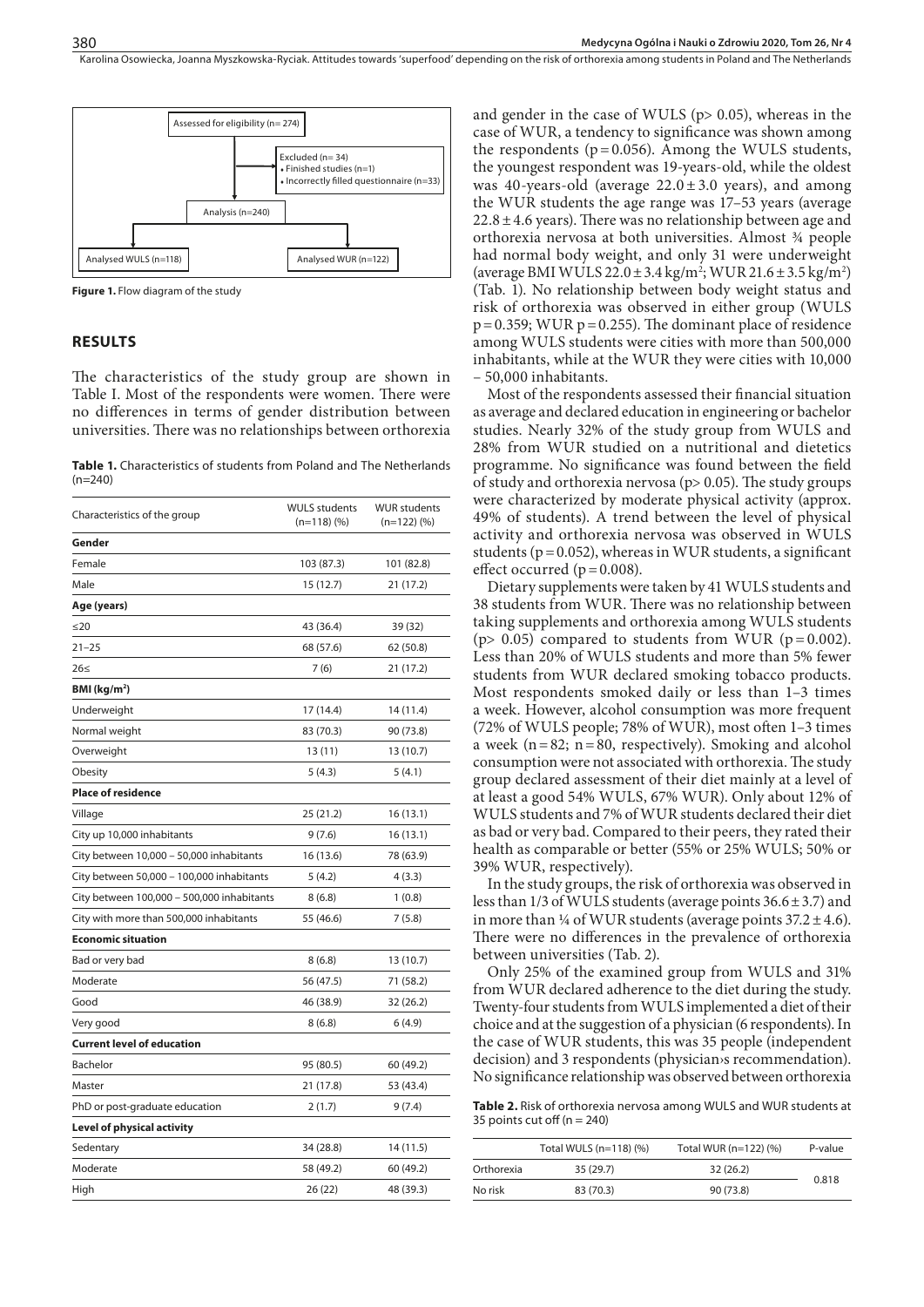Figure 1 flow diagram text:

Assessed for eligibility (n= 274)

Excluded (n= 34)
- Finished studies (n=1)
- Incorrectly filled questionnaire (n=33)

Analysis (n=240)

Analysed WULS (n=118)

Analysed WUR (n=122)

**Figure 1.** Flow diagram of the study

## RESULTS

The characteristics of the study group are shown in Table I. Most of the respondents were women. There were no differences in terms of gender distribution between universities. There was no relationships between orthorexia and gender in the case of WULS ($p > 0.05$), whereas in the case of WUR, a tendency to significance was shown among the respondents ($p = 0.056$). Among the WULS students, the youngest respondent was 19-years-old, while the oldest was 40-years-old (average $22.0 \pm 3.0$ years), and among the WUR students the age range was 17–53 years (average $22.8 \pm 4.6$ years). There was no relationship between age and orthorexia nervosa at both universities. Almost ¾ people had normal body weight, and only 31 were underweight (average BMI WULS $22.0 \pm 3.4$ kg/m$^2$; WUR $21.6 \pm 3.5$ kg/m$^2$) (Tab. 1). No relationship between body weight status and risk of orthorexia was observed in either group (WULS $p = 0.359$; WUR $p = 0.255$). The dominant place of residence among WULS students were cities with more than 500,000 inhabitants, while at the WUR they were cities with 10,000 – 50,000 inhabitants.

**Table 1.** Characteristics of students from Poland and The Netherlands (n=240)

| Characteristics of the group | WULS students (n=118) (%) | WUR students (n=122) (%) |
|---|---|---|
| **Gender** | | |
| Female | 103 (87.3) | 101 (82.8) |
| Male | 15 (12.7) | 21 (17.2) |
| **Age (years)** | | |
| ≤20 | 43 (36.4) | 39 (32) |
| 21–25 | 68 (57.6) | 62 (50.8) |
| 26≤ | 7 (6) | 21 (17.2) |
| **BMI (kg/m$^2$)** | | |
| Underweight | 17 (14.4) | 14 (11.4) |
| Normal weight | 83 (70.3) | 90 (73.8) |
| Overweight | 13 (11) | 13 (10.7) |
| Obesity | 5 (4.3) | 5 (4.1) |
| **Place of residence** | | |
| Village | 25 (21.2) | 16 (13.1) |
| City up 10,000 inhabitants | 9 (7.6) | 16 (13.1) |
| City between 10,000 – 50,000 inhabitants | 16 (13.6) | 78 (63.9) |
| City between 50,000 – 100,000 inhabitants | 5 (4.2) | 4 (3.3) |
| City between 100,000 – 500,000 inhabitants | 8 (6.8) | 1 (0.8) |
| City with more than 500,000 inhabitants | 55 (46.6) | 7 (5.8) |
| **Economic situation** | | |
| Bad or very bad | 8 (6.8) | 13 (10.7) |
| Moderate | 56 (47.5) | 71 (58.2) |
| Good | 46 (38.9) | 32 (26.2) |
| Very good | 8 (6.8) | 6 (4.9) |
| **Current level of education** | | |
| Bachelor | 95 (80.5) | 60 (49.2) |
| Master | 21 (17.8) | 53 (43.4) |
| PhD or post-graduate education | 2 (1.7) | 9 (7.4) |
| **Level of physical activity** | | |
| Sedentary | 34 (28.8) | 14 (11.5) |
| Moderate | 58 (49.2) | 60 (49.2) |
| High | 26 (22) | 48 (39.3) |

Most of the respondents assessed their financial situation as average and declared education in engineering or bachelor studies. Nearly 32% of the study group from WULS and 28% from WUR studied on a nutritional and dietetics programme. No significance was found between the field of study and orthorexia nervosa ($p > 0.05$). The study groups were characterized by moderate physical activity (approx. 49% of students). A trend between the level of physical activity and orthorexia nervosa was observed in WULS students ($p = 0.052$), whereas in WUR students, a significant effect occurred ($p = 0.008$).

Dietary supplements were taken by 41 WULS students and 38 students from WUR. There was no relationship between taking supplements and orthorexia among WULS students ($p > 0.05$) compared to students from WUR ($p = 0.002$). Less than 20% of WULS students and more than 5% fewer students from WUR declared smoking tobacco products. Most respondents smoked daily or less than 1–3 times a week. However, alcohol consumption was more frequent (72% of WULS people; 78% of WUR), most often 1–3 times a week ($n = 82$; $n = 80$, respectively). Smoking and alcohol consumption were not associated with orthorexia. The study group declared assessment of their diet mainly at a level of at least a good 54% WULS, 67% WUR). Only about 12% of WULS students and 7% of WUR students declared their diet as bad or very bad. Compared to their peers, they rated their health as comparable or better (55% or 25% WULS; 50% or 39% WUR, respectively).

In the study groups, the risk of orthorexia was observed in less than 1/3 of WULS students (average points $36.6 \pm 3.7$) and in more than ¼ of WUR students (average points $37.2 \pm 4.6$). There were no differences in the prevalence of orthorexia between universities (Tab. 2).

Only 25% of the examined group from WULS and 31% from WUR declared adherence to the diet during the study. Twenty-four students from WULS implemented a diet of their choice and at the suggestion of a physician (6 respondents). In the case of WUR students, this was 35 people (independent decision) and 3 respondents (physician›s recommendation). No significance relationship was observed between orthorexia

**Table 2.** Risk of orthorexia nervosa among WULS and WUR students at 35 points cut off (n = 240)

| | Total WULS (n=118) (%) | Total WUR (n=122) (%) | P-value |
|---|---|---|---|
| Orthorexia | 35 (29.7) | 32 (26.2) | 0.818 |
| No risk | 83 (70.3) | 90 (73.8) | |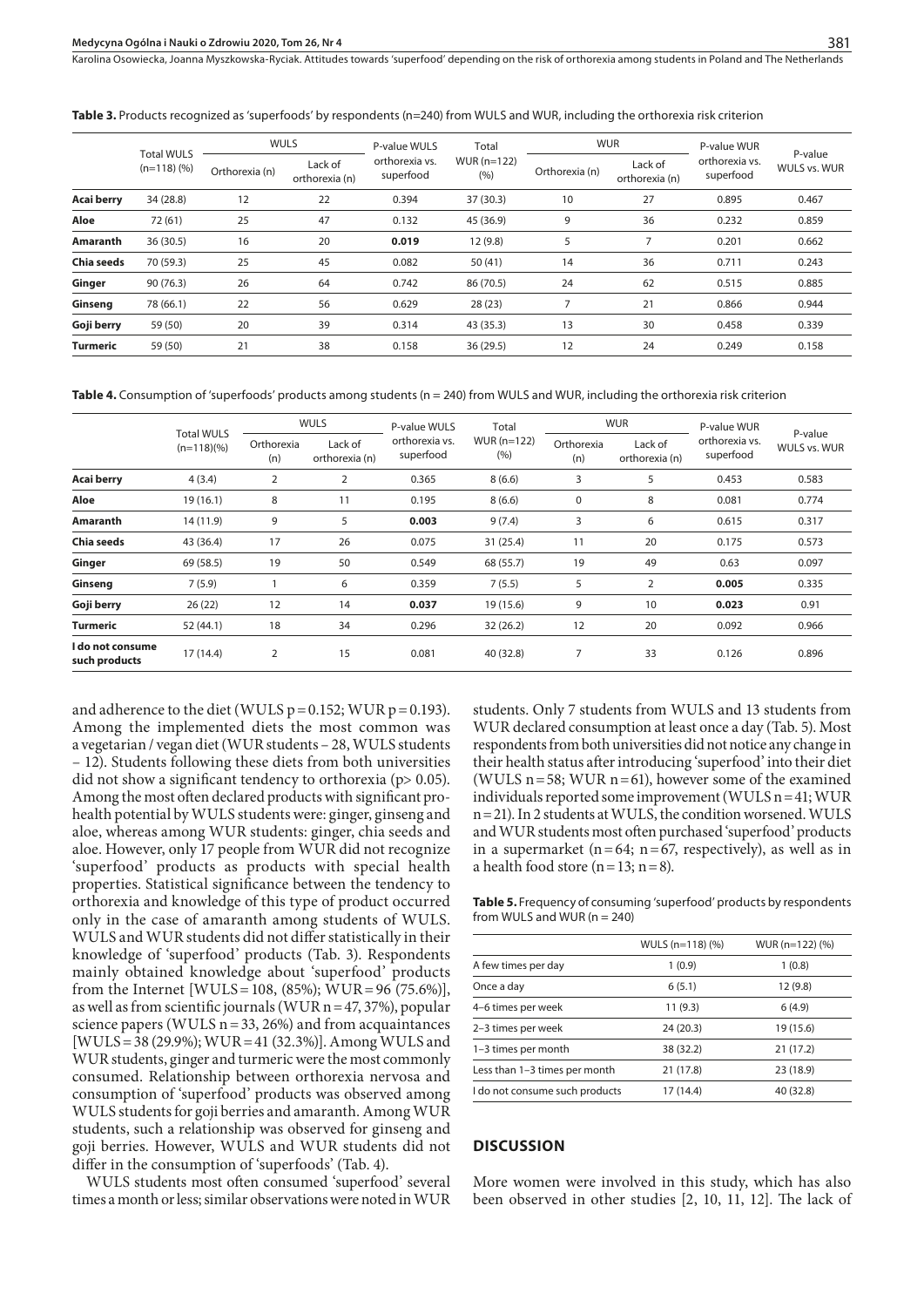**Table 3.** Products recognized as 'superfoods' by respondents (n=240) from WULS and WUR, including the orthorexia risk criterion

| | Total WULS (n=118) (%) | WULS | | P-value WULS orthorexia vs. superfood | Total WUR (n=122) (%) | WUR | | P-value WUR orthorexia vs. superfood | P-value WULS vs. WUR |
|---|---|---|---|---|---|---|---|---|---|
| | | Orthorexia (n) | Lack of orthorexia (n) | | | Orthorexia (n) | Lack of orthorexia (n) | | |
| **Acai berry** | 34 (28.8) | 12 | 22 | 0.394 | 37 (30.3) | 10 | 27 | 0.895 | 0.467 |
| **Aloe** | 72 (61) | 25 | 47 | 0.132 | 45 (36.9) | 9 | 36 | 0.232 | 0.859 |
| **Amaranth** | 36 (30.5) | 16 | 20 | **0.019** | 12 (9.8) | 5 | 7 | 0.201 | 0.662 |
| **Chia seeds** | 70 (59.3) | 25 | 45 | 0.082 | 50 (41) | 14 | 36 | 0.711 | 0.243 |
| **Ginger** | 90 (76.3) | 26 | 64 | 0.742 | 86 (70.5) | 24 | 62 | 0.515 | 0.885 |
| **Ginseng** | 78 (66.1) | 22 | 56 | 0.629 | 28 (23) | 7 | 21 | 0.866 | 0.944 |
| **Goji berry** | 59 (50) | 20 | 39 | 0.314 | 43 (35.3) | 13 | 30 | 0.458 | 0.339 |
| **Turmeric** | 59 (50) | 21 | 38 | 0.158 | 36 (29.5) | 12 | 24 | 0.249 | 0.158 |

**Table 4.** Consumption of 'superfoods' products among students (n = 240) from WULS and WUR, including the orthorexia risk criterion

| | Total WULS (n=118)(%) | WULS | | P-value WULS orthorexia vs. superfood | Total WUR (n=122) (%) | WUR | | P-value WUR orthorexia vs. superfood | P-value WULS vs. WUR |
|---|---|---|---|---|---|---|---|---|---|
| | | Orthorexia (n) | Lack of orthorexia (n) | | | Orthorexia (n) | Lack of orthorexia (n) | | |
| **Acai berry** | 4 (3.4) | 2 | 2 | 0.365 | 8 (6.6) | 3 | 5 | 0.453 | 0.583 |
| **Aloe** | 19 (16.1) | 8 | 11 | 0.195 | 8 (6.6) | 0 | 8 | 0.081 | 0.774 |
| **Amaranth** | 14 (11.9) | 9 | 5 | **0.003** | 9 (7.4) | 3 | 6 | 0.615 | 0.317 |
| **Chia seeds** | 43 (36.4) | 17 | 26 | 0.075 | 31 (25.4) | 11 | 20 | 0.175 | 0.573 |
| **Ginger** | 69 (58.5) | 19 | 50 | 0.549 | 68 (55.7) | 19 | 49 | 0.63 | 0.097 |
| **Ginseng** | 7 (5.9) | 1 | 6 | 0.359 | 7 (5.5) | 5 | 2 | **0.005** | 0.335 |
| **Goji berry** | 26 (22) | 12 | 14 | **0.037** | 19 (15.6) | 9 | 10 | **0.023** | 0.91 |
| **Turmeric** | 52 (44.1) | 18 | 34 | 0.296 | 32 (26.2) | 12 | 20 | 0.092 | 0.966 |
| **I do not consume such products** | 17 (14.4) | 2 | 15 | 0.081 | 40 (32.8) | 7 | 33 | 0.126 | 0.896 |

and adherence to the diet (WULS $p = 0.152$; WUR $p = 0.193$). Among the implemented diets the most common was a vegetarian / vegan diet (WUR students – 28, WULS students – 12). Students following these diets from both universities did not show a significant tendency to orthorexia ($p > 0.05$). Among the most often declared products with significant pro-health potential by WULS students were: ginger, ginseng and aloe, whereas among WUR students: ginger, chia seeds and aloe. However, only 17 people from WUR did not recognize 'superfood' products as products with special health properties. Statistical significance between the tendency to orthorexia and knowledge of this type of product occurred only in the case of amaranth among students of WULS. WULS and WUR students did not differ statistically in their knowledge of 'superfood' products (Tab. 3). Respondents mainly obtained knowledge about 'superfood' products from the Internet [WULS = 108, (85%); WUR = 96 (75.6%)], as well as from scientific journals (WUR n = 47, 37%), popular science papers (WULS n = 33, 26%) and from acquaintances [WULS = 38 (29.9%); WUR = 41 (32.3%)]. Among WULS and WUR students, ginger and turmeric were the most commonly consumed. Relationship between orthorexia nervosa and consumption of 'superfood' products was observed among WULS students for goji berries and amaranth. Among WUR students, such a relationship was observed for ginseng and goji berries. However, WULS and WUR students did not differ in the consumption of 'superfoods' (Tab. 4).

WULS students most often consumed 'superfood' several times a month or less; similar observations were noted in WUR students. Only 7 students from WULS and 13 students from WUR declared consumption at least once a day (Tab. 5). Most respondents from both universities did not notice any change in their health status after introducing 'superfood' into their diet (WULS n = 58; WUR n = 61), however some of the examined individuals reported some improvement (WULS n = 41; WUR n = 21). In 2 students at WULS, the condition worsened. WULS and WUR students most often purchased 'superfood' products in a supermarket (n = 64; n = 67, respectively), as well as in a health food store (n = 13; n = 8).

**Table 5.** Frequency of consuming 'superfood' products by respondents from WULS and WUR (n = 240)

| | WULS (n=118) (%) | WUR (n=122) (%) |
|---|---|---|
| A few times per day | 1 (0.9) | 1 (0.8) |
| Once a day | 6 (5.1) | 12 (9.8) |
| 4–6 times per week | 11 (9.3) | 6 (4.9) |
| 2–3 times per week | 24 (20.3) | 19 (15.6) |
| 1–3 times per month | 38 (32.2) | 21 (17.2) |
| Less than 1–3 times per month | 21 (17.8) | 23 (18.9) |
| I do not consume such products | 17 (14.4) | 40 (32.8) |

## DISCUSSION

More women were involved in this study, which has also been observed in other studies [2, 10, 11, 12]. The lack of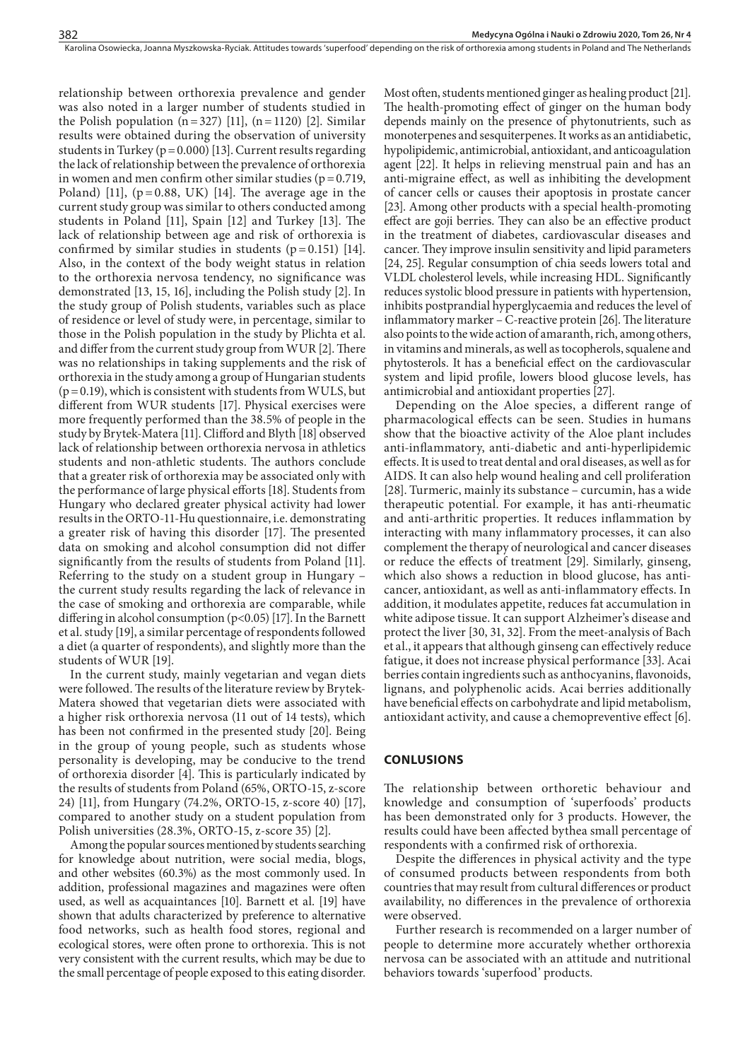relationship between orthorexia prevalence and gender was also noted in a larger number of students studied in the Polish population ($n = 327$) [11], ($n = 1120$) [2]. Similar results were obtained during the observation of university students in Turkey ($p = 0.000$) [13]. Current results regarding the lack of relationship between the prevalence of orthorexia in women and men confirm other similar studies ($p = 0.719$, Poland) [11], ($p = 0.88$, UK) [14]. The average age in the current study group was similar to others conducted among students in Poland [11], Spain [12] and Turkey [13]. The lack of relationship between age and risk of orthorexia is confirmed by similar studies in students ($p = 0.151$) [14]. Also, in the context of the body weight status in relation to the orthorexia nervosa tendency, no significance was demonstrated [13, 15, 16], including the Polish study [2]. In the study group of Polish students, variables such as place of residence or level of study were, in percentage, similar to those in the Polish population in the study by Plichta et al. and differ from the current study group from WUR [2]. There was no relationships in taking supplements and the risk of orthorexia in the study among a group of Hungarian students ($p = 0.19$), which is consistent with students from WULS, but different from WUR students [17]. Physical exercises were more frequently performed than the 38.5% of people in the study by Brytek-Matera [11]. Clifford and Blyth [18] observed lack of relationship between orthorexia nervosa in athletics students and non-athletic students. The authors conclude that a greater risk of orthorexia may be associated only with the performance of large physical efforts [18]. Students from Hungary who declared greater physical activity had lower results in the ORTO-11-Hu questionnaire, i.e. demonstrating a greater risk of having this disorder [17]. The presented data on smoking and alcohol consumption did not differ significantly from the results of students from Poland [11]. Referring to the study on a student group in Hungary – the current study results regarding the lack of relevance in the case of smoking and orthorexia are comparable, while differing in alcohol consumption ($p<0.05$) [17]. In the Barnett et al. study [19], a similar percentage of respondents followed a diet (a quarter of respondents), and slightly more than the students of WUR [19].

In the current study, mainly vegetarian and vegan diets were followed. The results of the literature review by Brytek-Matera showed that vegetarian diets were associated with a higher risk orthorexia nervosa (11 out of 14 tests), which has been not confirmed in the presented study [20]. Being in the group of young people, such as students whose personality is developing, may be conducive to the trend of orthorexia disorder [4]. This is particularly indicated by the results of students from Poland (65%, ORTO-15, z-score 24) [11], from Hungary (74.2%, ORTO-15, z-score 40) [17], compared to another study on a student population from Polish universities (28.3%, ORTO-15, z-score 35) [2].

Among the popular sources mentioned by students searching for knowledge about nutrition, were social media, blogs, and other websites (60.3%) as the most commonly used. In addition, professional magazines and magazines were often used, as well as acquaintances [10]. Barnett et al. [19] have shown that adults characterized by preference to alternative food networks, such as health food stores, regional and ecological stores, were often prone to orthorexia. This is not very consistent with the current results, which may be due to the small percentage of people exposed to this eating disorder.

Most often, students mentioned ginger as healing product [21]. The health-promoting effect of ginger on the human body depends mainly on the presence of phytonutrients, such as monoterpenes and sesquiterpenes. It works as an antidiabetic, hypolipidemic, antimicrobial, antioxidant, and anticoagulation agent [22]. It helps in relieving menstrual pain and has an anti-migraine effect, as well as inhibiting the development of cancer cells or causes their apoptosis in prostate cancer [23]. Among other products with a special health-promoting effect are goji berries. They can also be an effective product in the treatment of diabetes, cardiovascular diseases and cancer. They improve insulin sensitivity and lipid parameters [24, 25]. Regular consumption of chia seeds lowers total and VLDL cholesterol levels, while increasing HDL. Significantly reduces systolic blood pressure in patients with hypertension, inhibits postprandial hyperglycaemia and reduces the level of inflammatory marker – C-reactive protein [26]. The literature also points to the wide action of amaranth, rich, among others, in vitamins and minerals, as well as tocopherols, squalene and phytosterols. It has a beneficial effect on the cardiovascular system and lipid profile, lowers blood glucose levels, has antimicrobial and antioxidant properties [27].

Depending on the Aloe species, a different range of pharmacological effects can be seen. Studies in humans show that the bioactive activity of the Aloe plant includes anti-inflammatory, anti-diabetic and anti-hyperlipidemic effects. It is used to treat dental and oral diseases, as well as for AIDS. It can also help wound healing and cell proliferation [28]. Turmeric, mainly its substance – curcumin, has a wide therapeutic potential. For example, it has anti-rheumatic and anti-arthritic properties. It reduces inflammation by interacting with many inflammatory processes, it can also complement the therapy of neurological and cancer diseases or reduce the effects of treatment [29]. Similarly, ginseng, which also shows a reduction in blood glucose, has anti-cancer, antioxidant, as well as anti-inflammatory effects. In addition, it modulates appetite, reduces fat accumulation in white adipose tissue. It can support Alzheimer's disease and protect the liver [30, 31, 32]. From the meet-analysis of Bach et al., it appears that although ginseng can effectively reduce fatigue, it does not increase physical performance [33]. Acai berries contain ingredients such as anthocyanins, flavonoids, lignans, and polyphenolic acids. Acai berries additionally have beneficial effects on carbohydrate and lipid metabolism, antioxidant activity, and cause a chemopreventive effect [6].

## CONLUSIONS

The relationship between orthoretic behaviour and knowledge and consumption of 'superfoods' products has been demonstrated only for 3 products. However, the results could have been affected bythea small percentage of respondents with a confirmed risk of orthorexia.

Despite the differences in physical activity and the type of consumed products between respondents from both countries that may result from cultural differences or product availability, no differences in the prevalence of orthorexia were observed.

Further research is recommended on a larger number of people to determine more accurately whether orthorexia nervosa can be associated with an attitude and nutritional behaviors towards 'superfood' products.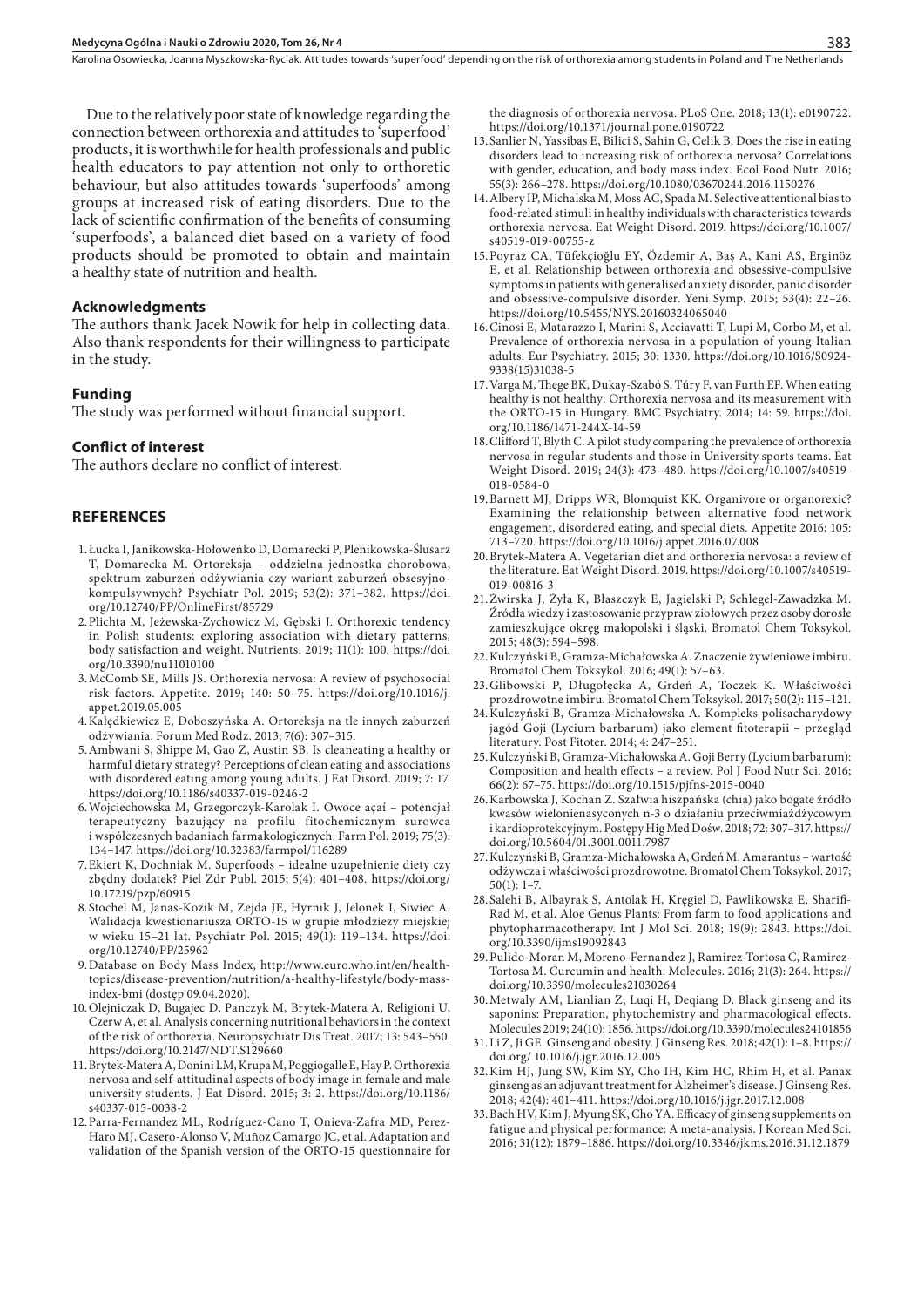Due to the relatively poor state of knowledge regarding the connection between orthorexia and attitudes to 'superfood' products, it is worthwhile for health professionals and public health educators to pay attention not only to orthoretic behaviour, but also attitudes towards 'superfoods' among groups at increased risk of eating disorders. Due to the lack of scientific confirmation of the benefits of consuming 'superfoods', a balanced diet based on a variety of food products should be promoted to obtain and maintain a healthy state of nutrition and health.

### Acknowledgments

The authors thank Jacek Nowik for help in collecting data. Also thank respondents for their willingness to participate in the study.

### Funding

The study was performed without financial support.

### Conflict of interest

The authors declare no conflict of interest.

## REFERENCES

1. Łucka I, Janikowska-Hołoweńko D, Domarecki P, Plenikowska-Ślusarz T, Domarecka M. Ortoreksja – oddzielna jednostka chorobowa, spektrum zaburzeń odżywiania czy wariant zaburzeń obsesyjno-kompulsywnych? Psychiatr Pol. 2019; 53(2): 371–382. https://doi.org/10.12740/PP/OnlineFirst/85729
2. Plichta M, Jeżewska-Zychowicz M, Gębski J. Orthorexic tendency in Polish students: exploring association with dietary patterns, body satisfaction and weight. Nutrients. 2019; 11(1): 100. https://doi.org/10.3390/nu11010100
3. McComb SE, Mills JS. Orthorexia nervosa: A review of psychosocial risk factors. Appetite. 2019; 140: 50–75. https://doi.org/10.1016/j.appet.2019.05.005
4. Kałędkiewicz E, Doboszyńska A. Ortoreksja na tle innych zaburzeń odżywiania. Forum Med Rodz. 2013; 7(6): 307–315.
5. Ambwani S, Shippe M, Gao Z, Austin SB. Is cleaneating a healthy or harmful dietary strategy? Perceptions of clean eating and associations with disordered eating among young adults. J Eat Disord. 2019; 7: 17. https://doi.org/10.1186/s40337-019-0246-2
6. Wojciechowska M, Grzegorczyk-Karolak I. Owoce açaí – potencjał terapeutyczny bazujący na profilu fitochemicznym surowca i współczesnych badaniach farmakologicznych. Farm Pol. 2019; 75(3): 134–147. https://doi.org/10.32383/farmpol/116289
7. Ekiert K, Dochniak M. Superfoods – idealne uzupełnienie diety czy zbędny dodatek? Piel Zdr Publ. 2015; 5(4): 401–408. https://doi.org/10.17219/pzp/60915
8. Stochel M, Janas-Kozik M, Zejda JE, Hyrnik J, Jelonek I, Siwiec A. Walidacja kwestionariusza ORTO-15 w grupie młodziezy miejskiej w wieku 15–21 lat. Psychiatr Pol. 2015; 49(1): 119–134. https://doi.org/10.12740/PP/25962
9. Database on Body Mass Index, http://www.euro.who.int/en/health-topics/disease-prevention/nutrition/a-healthy-lifestyle/body-mass-index-bmi (dostęp 09.04.2020).
10. Olejniczak D, Bugajec D, Panczyk M, Brytek-Matera A, Religioni U, Czerw A, et al. Analysis concerning nutritional behaviors in the context of the risk of orthorexia. Neuropsychiatr Dis Treat. 2017; 13: 543–550. https://doi.org/10.2147/NDT.S129660
11. Brytek-Matera A, Donini LM, Krupa M, Poggiogalle E, Hay P. Orthorexia nervosa and self-attitudinal aspects of body image in female and male university students. J Eat Disord. 2015; 3: 2. https://doi.org/10.1186/s40337-015-0038-2
12. Parra-Fernandez ML, Rodríguez-Cano T, Onieva-Zafra MD, Perez-Haro MJ, Casero-Alonso V, Muñoz Camargo JC, et al. Adaptation and validation of the Spanish version of the ORTO-15 questionnaire for the diagnosis of orthorexia nervosa. PLoS One. 2018; 13(1): e0190722. https://doi.org/10.1371/journal.pone.0190722
13. Sanlier N, Yassibas E, Bilici S, Sahin G, Celik B. Does the rise in eating disorders lead to increasing risk of orthorexia nervosa? Correlations with gender, education, and body mass index. Ecol Food Nutr. 2016; 55(3): 266–278. https://doi.org/10.1080/03670244.2016.1150276
14. Albery IP, Michalska M, Moss AC, Spada M. Selective attentional bias to food-related stimuli in healthy individuals with characteristics towards orthorexia nervosa. Eat Weight Disord. 2019. https://doi.org/10.1007/s40519-019-00755-z
15. Poyraz CA, Tüfekçioğlu EY, Özdemir A, Baş A, Kani AS, Erginöz E, et al. Relationship between orthorexia and obsessive-compulsive symptoms in patients with generalised anxiety disorder, panic disorder and obsessive-compulsive disorder. Yeni Symp. 2015; 53(4): 22–26. https://doi.org/10.5455/NYS.20160324065040
16. Cinosi E, Matarazzo I, Marini S, Acciavatti T, Lupi M, Corbo M, et al. Prevalence of orthorexia nervosa in a population of young Italian adults. Eur Psychiatry. 2015; 30: 1330. https://doi.org/10.1016/S0924-9338(15)31038-5
17. Varga M, Thege BK, Dukay-Szabó S, Túry F, van Furth EF. When eating healthy is not healthy: Orthorexia nervosa and its measurement with the ORTO-15 in Hungary. BMC Psychiatry. 2014; 14: 59. https://doi.org/10.1186/1471-244X-14-59
18. Clifford T, Blyth C. A pilot study comparing the prevalence of orthorexia nervosa in regular students and those in University sports teams. Eat Weight Disord. 2019; 24(3): 473–480. https://doi.org/10.1007/s40519-018-0584-0
19. Barnett MJ, Dripps WR, Blomquist KK. Organivore or organorexic? Examining the relationship between alternative food network engagement, disordered eating, and special diets. Appetite 2016; 105: 713–720. https://doi.org/10.1016/j.appet.2016.07.008
20. Brytek-Matera A. Vegetarian diet and orthorexia nervosa: a review of the literature. Eat Weight Disord. 2019. https://doi.org/10.1007/s40519-019-00816-3
21. Żwirska J, Żyła K, Błaszczyk E, Jagielski P, Schlegel-Zawadzka M. Źródła wiedzy i zastosowanie przypraw ziołowych przez osoby dorosłe zamieszkujące okręg małopolski i śląski. Bromatol Chem Toksykol. 2015; 48(3): 594–598.
22. Kulczyński B, Gramza-Michałowska A. Znaczenie żywieniowe imbiru. Bromatol Chem Toksykol. 2016; 49(1): 57–63.
23. Glibowski P, Długołęcka A, Grdeń A, Toczek K. Właściwości prozdrowotne imbiru. Bromatol Chem Toksykol. 2017; 50(2): 115–121.
24. Kulczyński B, Gramza-Michałowska A. Kompleks polisacharydowy jagód Goji (Lycium barbarum) jako element fitoterapii – przegląd literatury. Post Fitoter. 2014; 4: 247–251.
25. Kulczyński B, Gramza-Michałowska A. Goji Berry (Lycium barbarum): Composition and health effects – a review. Pol J Food Nutr Sci. 2016; 66(2): 67–75. https://doi.org/10.1515/pjfns-2015-0040
26. Karbowska J, Kochan Z. Szałwia hiszpańska (chia) jako bogate źródło kwasów wielonienasyconych n-3 o działaniu przeciwmiażdżycowym i kardioprotekcyjnym. Postępy Hig Med Dośw. 2018; 72: 307–317. https://doi.org/10.5604/01.3001.0011.7987
27. Kulczyński B, Gramza-Michałowska A, Grdeń M. Amarantus – wartość odżywcza i właściwości prozdrowotne. Bromatol Chem Toksykol. 2017; 50(1): 1–7.
28. Salehi B, Albayrak S, Antolak H, Kręgiel D, Pawlikowska E, Sharifi-Rad M, et al. Aloe Genus Plants: From farm to food applications and phytopharmacotherapy. Int J Mol Sci. 2018; 19(9): 2843. https://doi.org/10.3390/ijms19092843
29. Pulido-Moran M, Moreno-Fernandez J, Ramirez-Tortosa C, Ramirez-Tortosa M. Curcumin and health. Molecules. 2016; 21(3): 264. https://doi.org/10.3390/molecules21030264
30. Metwaly AM, Lianlian Z, Luqi H, Deqiang D. Black ginseng and its saponins: Preparation, phytochemistry and pharmacological effects. Molecules 2019; 24(10): 1856. https://doi.org/10.3390/molecules24101856
31. Li Z, Ji GE. Ginseng and obesity. J Ginseng Res. 2018; 42(1): 1–8. https://doi.org/ 10.1016/j.jgr.2016.12.005
32. Kim HJ, Jung SW, Kim SY, Cho IH, Kim HC, Rhim H, et al. Panax ginseng as an adjuvant treatment for Alzheimer's disease. J Ginseng Res. 2018; 42(4): 401–411. https://doi.org/10.1016/j.jgr.2017.12.008
33. Bach HV, Kim J, Myung SK, Cho YA. Efficacy of ginseng supplements on fatigue and physical performance: A meta-analysis. J Korean Med Sci. 2016; 31(12): 1879–1886. https://doi.org/10.3346/jkms.2016.31.12.1879